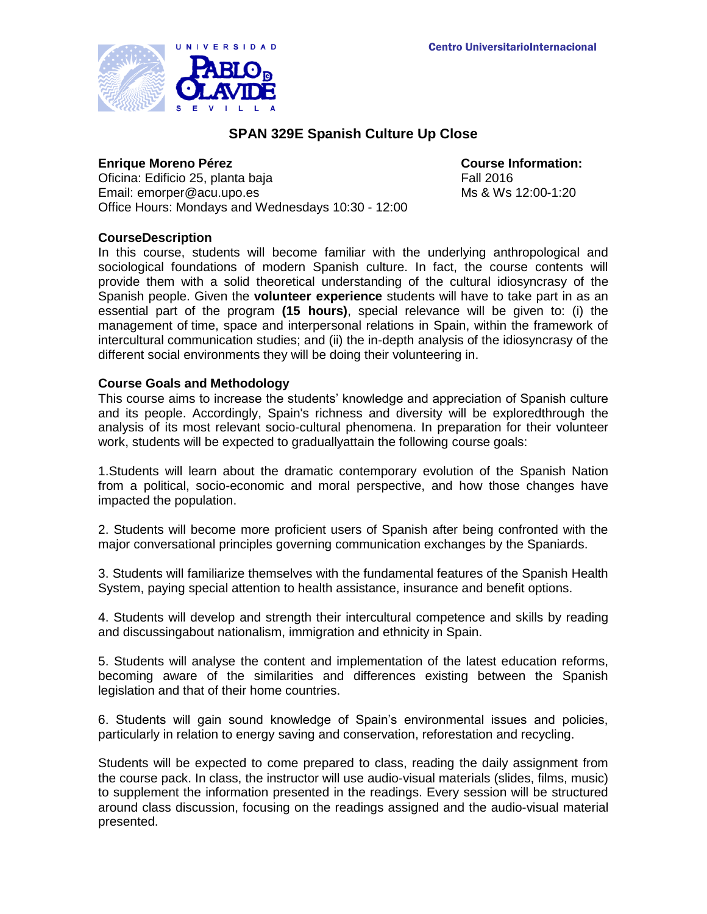UNIVERSIDAD PABLO DE OLAVIDE SEVILLA

Centro UniversitarioInternacional

# SPAN 329E Spanish Culture Up Close

**Enrique Moreno Pérez**
Oficina: Edificio 25, planta baja
Email: emorper@acu.upo.es
Office Hours: Mondays and Wednesdays 10:30 - 12:00

**Course Information:**
Fall 2016
Ms & Ws 12:00-1:20

## CourseDescription

In this course, students will become familiar with the underlying anthropological and sociological foundations of modern Spanish culture. In fact, the course contents will provide them with a solid theoretical understanding of the cultural idiosyncrasy of the Spanish people. Given the **volunteer experience** students will have to take part in as an essential part of the program **(15 hours)**, special relevance will be given to: (i) the management of time, space and interpersonal relations in Spain, within the framework of intercultural communication studies; and (ii) the in-depth analysis of the idiosyncrasy of the different social environments they will be doing their volunteering in.

## Course Goals and Methodology

This course aims to increase the students' knowledge and appreciation of Spanish culture and its people. Accordingly, Spain's richness and diversity will be exploredthrough the analysis of its most relevant socio-cultural phenomena. In preparation for their volunteer work, students will be expected to graduallyattain the following course goals:

1.Students will learn about the dramatic contemporary evolution of the Spanish Nation from a political, socio-economic and moral perspective, and how those changes have impacted the population.

2. Students will become more proficient users of Spanish after being confronted with the major conversational principles governing communication exchanges by the Spaniards.

3. Students will familiarize themselves with the fundamental features of the Spanish Health System, paying special attention to health assistance, insurance and benefit options.

4. Students will develop and strength their intercultural competence and skills by reading and discussingabout nationalism, immigration and ethnicity in Spain.

5. Students will analyse the content and implementation of the latest education reforms, becoming aware of the similarities and differences existing between the Spanish legislation and that of their home countries.

6. Students will gain sound knowledge of Spain's environmental issues and policies, particularly in relation to energy saving and conservation, reforestation and recycling.

Students will be expected to come prepared to class, reading the daily assignment from the course pack. In class, the instructor will use audio-visual materials (slides, films, music) to supplement the information presented in the readings. Every session will be structured around class discussion, focusing on the readings assigned and the audio-visual material presented.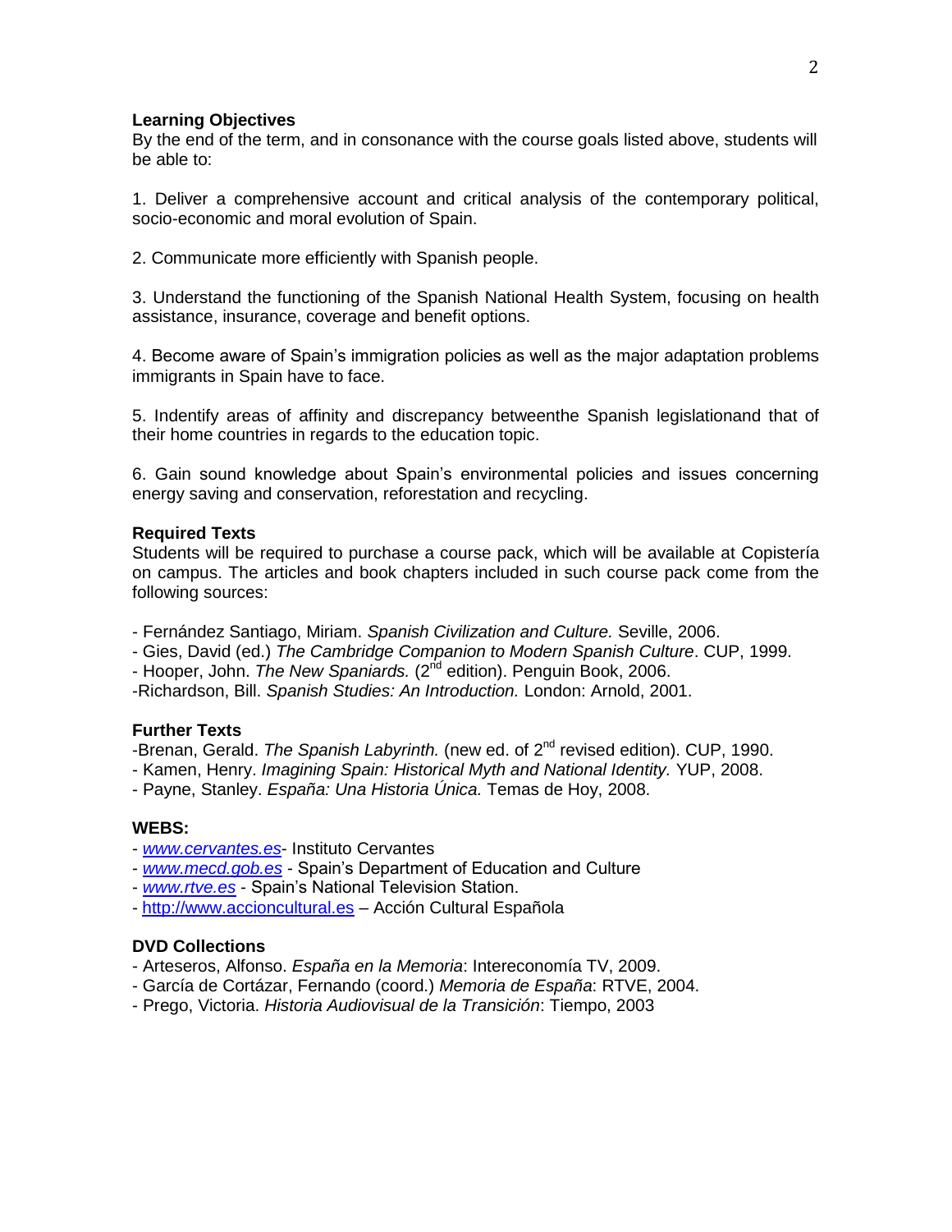## Learning Objectives

By the end of the term, and in consonance with the course goals listed above, students will be able to:

1. Deliver a comprehensive account and critical analysis of the contemporary political, socio-economic and moral evolution of Spain.

2. Communicate more efficiently with Spanish people.

3. Understand the functioning of the Spanish National Health System, focusing on health assistance, insurance, coverage and benefit options.

4. Become aware of Spain's immigration policies as well as the major adaptation problems immigrants in Spain have to face.

5. Indentify areas of affinity and discrepancy betweenthe Spanish legislationand that of their home countries in regards to the education topic.

6. Gain sound knowledge about Spain's environmental policies and issues concerning energy saving and conservation, reforestation and recycling.

## Required Texts

Students will be required to purchase a course pack, which will be available at Copistería on campus. The articles and book chapters included in such course pack come from the following sources:

- Fernández Santiago, Miriam. *Spanish Civilization and Culture.* Seville, 2006.
- Gies, David (ed.) *The Cambridge Companion to Modern Spanish Culture*. CUP, 1999.
- Hooper, John. *The New Spaniards.* (2nd edition). Penguin Book, 2006.
- Richardson, Bill. *Spanish Studies: An Introduction.* London: Arnold, 2001.

## Further Texts

- Brenan, Gerald. *The Spanish Labyrinth.* (new ed. of 2nd revised edition). CUP, 1990.
- Kamen, Henry. *Imagining Spain: Historical Myth and National Identity.* YUP, 2008.
- Payne, Stanley. *España: Una Historia Única.* Temas de Hoy, 2008.

## WEBS:

- *www.cervantes.es*- Instituto Cervantes
- *www.mecd.gob.es* - Spain's Department of Education and Culture
- *www.rtve.es* - Spain's National Television Station.
- http://www.accioncultural.es – Acción Cultural Española

## DVD Collections

- Arteseros, Alfonso. *España en la Memoria*: Intereconomía TV, 2009.
- García de Cortázar, Fernando (coord.) *Memoria de España*: RTVE, 2004.
- Prego, Victoria. *Historia Audiovisual de la Transición*: Tiempo, 2003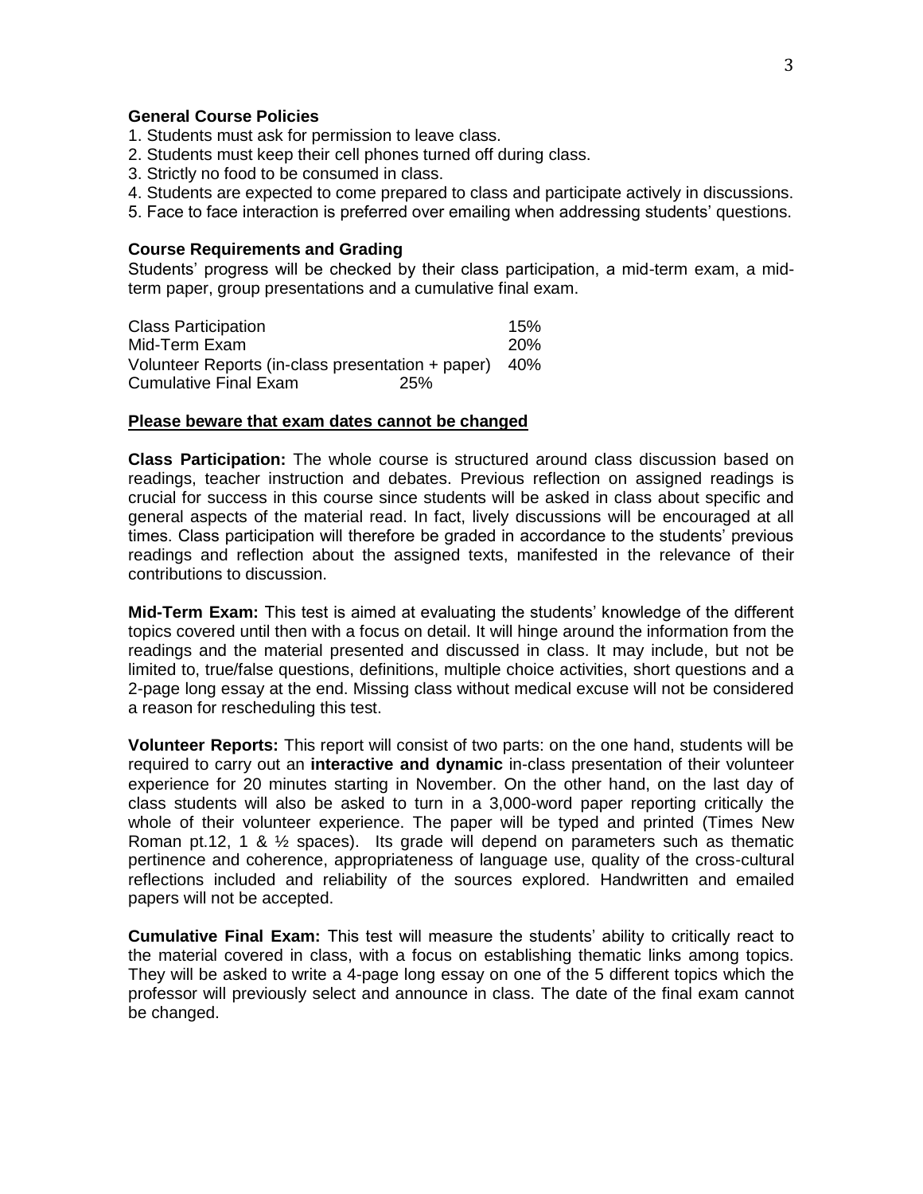### General Course Policies

1. Students must ask for permission to leave class.
2. Students must keep their cell phones turned off during class.
3. Strictly no food to be consumed in class.
4. Students are expected to come prepared to class and participate actively in discussions.
5. Face to face interaction is preferred over emailing when addressing students' questions.

### Course Requirements and Grading

Students' progress will be checked by their class participation, a mid-term exam, a mid-term paper, group presentations and a cumulative final exam.

| | |
|---|---|
| Class Participation | 15% |
| Mid-Term Exam | 20% |
| Volunteer Reports (in-class presentation + paper) | 40% |
| Cumulative Final Exam | 25% |

**<u>Please beware that exam dates cannot be changed</u>**

**Class Participation:** The whole course is structured around class discussion based on readings, teacher instruction and debates. Previous reflection on assigned readings is crucial for success in this course since students will be asked in class about specific and general aspects of the material read. In fact, lively discussions will be encouraged at all times. Class participation will therefore be graded in accordance to the students' previous readings and reflection about the assigned texts, manifested in the relevance of their contributions to discussion.

**Mid-Term Exam:** This test is aimed at evaluating the students' knowledge of the different topics covered until then with a focus on detail. It will hinge around the information from the readings and the material presented and discussed in class. It may include, but not be limited to, true/false questions, definitions, multiple choice activities, short questions and a 2-page long essay at the end. Missing class without medical excuse will not be considered a reason for rescheduling this test.

**Volunteer Reports:** This report will consist of two parts: on the one hand, students will be required to carry out an **interactive and dynamic** in-class presentation of their volunteer experience for 20 minutes starting in November. On the other hand, on the last day of class students will also be asked to turn in a 3,000-word paper reporting critically the whole of their volunteer experience. The paper will be typed and printed (Times New Roman pt.12, 1 & ½ spaces). Its grade will depend on parameters such as thematic pertinence and coherence, appropriateness of language use, quality of the cross-cultural reflections included and reliability of the sources explored. Handwritten and emailed papers will not be accepted.

**Cumulative Final Exam:** This test will measure the students' ability to critically react to the material covered in class, with a focus on establishing thematic links among topics. They will be asked to write a 4-page long essay on one of the 5 different topics which the professor will previously select and announce in class. The date of the final exam cannot be changed.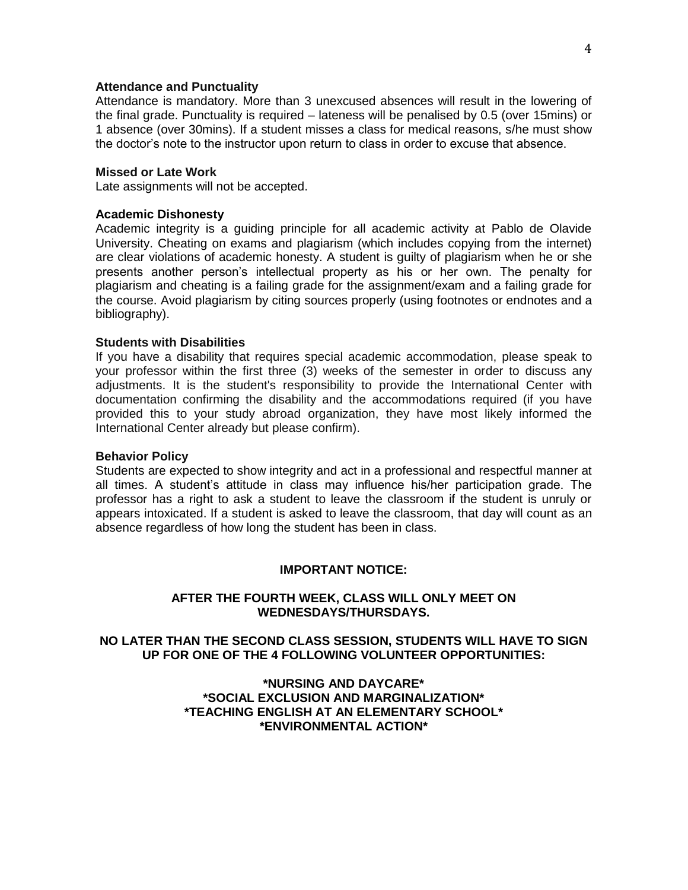**Attendance and Punctuality**

Attendance is mandatory. More than 3 unexcused absences will result in the lowering of the final grade. Punctuality is required – lateness will be penalised by 0.5 (over 15mins) or 1 absence (over 30mins). If a student misses a class for medical reasons, s/he must show the doctor's note to the instructor upon return to class in order to excuse that absence.

**Missed or Late Work**

Late assignments will not be accepted.

**Academic Dishonesty**

Academic integrity is a guiding principle for all academic activity at Pablo de Olavide University. Cheating on exams and plagiarism (which includes copying from the internet) are clear violations of academic honesty. A student is guilty of plagiarism when he or she presents another person's intellectual property as his or her own. The penalty for plagiarism and cheating is a failing grade for the assignment/exam and a failing grade for the course. Avoid plagiarism by citing sources properly (using footnotes or endnotes and a bibliography).

**Students with Disabilities**

If you have a disability that requires special academic accommodation, please speak to your professor within the first three (3) weeks of the semester in order to discuss any adjustments. It is the student's responsibility to provide the International Center with documentation confirming the disability and the accommodations required (if you have provided this to your study abroad organization, they have most likely informed the International Center already but please confirm).

**Behavior Policy**

Students are expected to show integrity and act in a professional and respectful manner at all times. A student's attitude in class may influence his/her participation grade. The professor has a right to ask a student to leave the classroom if the student is unruly or appears intoxicated. If a student is asked to leave the classroom, that day will count as an absence regardless of how long the student has been in class.

**IMPORTANT NOTICE:**

**AFTER THE FOURTH WEEK, CLASS WILL ONLY MEET ON WEDNESDAYS/THURSDAYS.**

**NO LATER THAN THE SECOND CLASS SESSION, STUDENTS WILL HAVE TO SIGN UP FOR ONE OF THE 4 FOLLOWING VOLUNTEER OPPORTUNITIES:**

**\*NURSING AND DAYCARE\***
**\*SOCIAL EXCLUSION AND MARGINALIZATION\***
**\*TEACHING ENGLISH AT AN ELEMENTARY SCHOOL\***
**\*ENVIRONMENTAL ACTION\***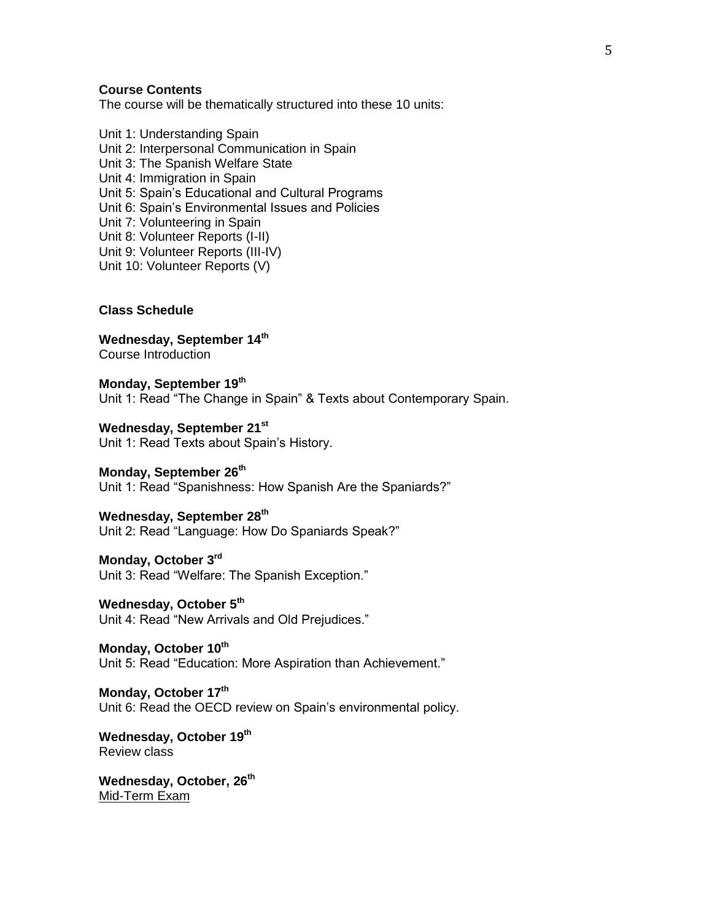**Course Contents**

The course will be thematically structured into these 10 units:

Unit 1: Understanding Spain
Unit 2: Interpersonal Communication in Spain
Unit 3: The Spanish Welfare State
Unit 4: Immigration in Spain
Unit 5: Spain's Educational and Cultural Programs
Unit 6: Spain's Environmental Issues and Policies
Unit 7: Volunteering in Spain
Unit 8: Volunteer Reports (I-II)
Unit 9: Volunteer Reports (III-IV)
Unit 10: Volunteer Reports (V)

**Class Schedule**

**Wednesday, September 14th**
Course Introduction

**Monday, September 19th**
Unit 1: Read "The Change in Spain" & Texts about Contemporary Spain.

**Wednesday, September 21st**
Unit 1: Read Texts about Spain's History.

**Monday, September 26th**
Unit 1: Read "Spanishness: How Spanish Are the Spaniards?"

**Wednesday, September 28th**
Unit 2: Read "Language: How Do Spaniards Speak?"

**Monday, October 3rd**
Unit 3: Read "Welfare: The Spanish Exception."

**Wednesday, October 5th**
Unit 4: Read "New Arrivals and Old Prejudices."

**Monday, October 10th**
Unit 5: Read "Education: More Aspiration than Achievement."

**Monday, October 17th**
Unit 6: Read the OECD review on Spain's environmental policy.

**Wednesday, October 19th**
Review class

**Wednesday, October, 26th**
Mid-Term Exam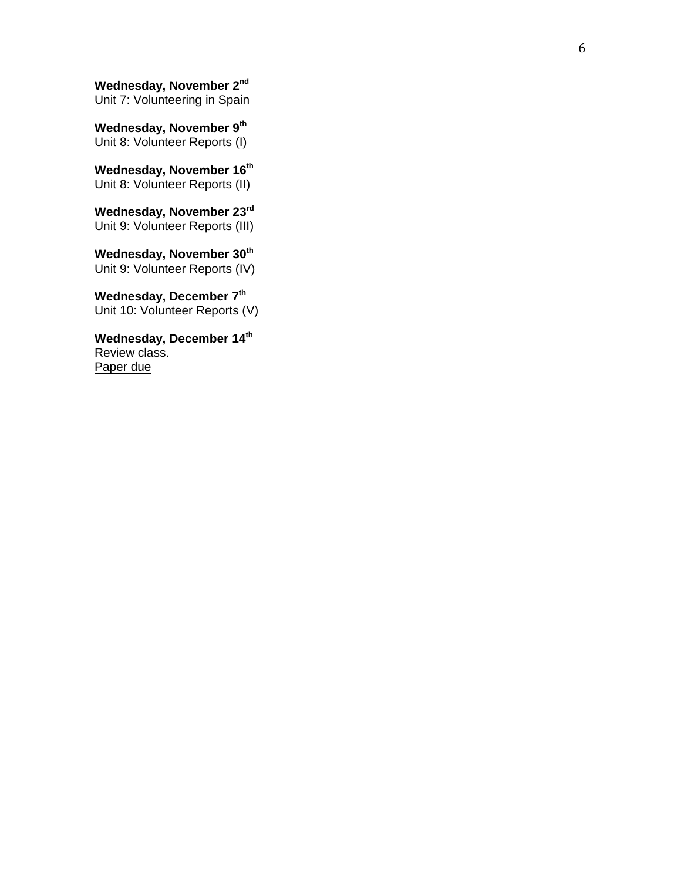**Wednesday, November 2nd**
Unit 7: Volunteering in Spain

**Wednesday, November 9th**
Unit 8: Volunteer Reports (I)

**Wednesday, November 16th**
Unit 8: Volunteer Reports (II)

**Wednesday, November 23rd**
Unit 9: Volunteer Reports (III)

**Wednesday, November 30th**
Unit 9: Volunteer Reports (IV)

**Wednesday, December 7th**
Unit 10: Volunteer Reports (V)

**Wednesday, December 14th**
Review class.
<u>Paper due</u>